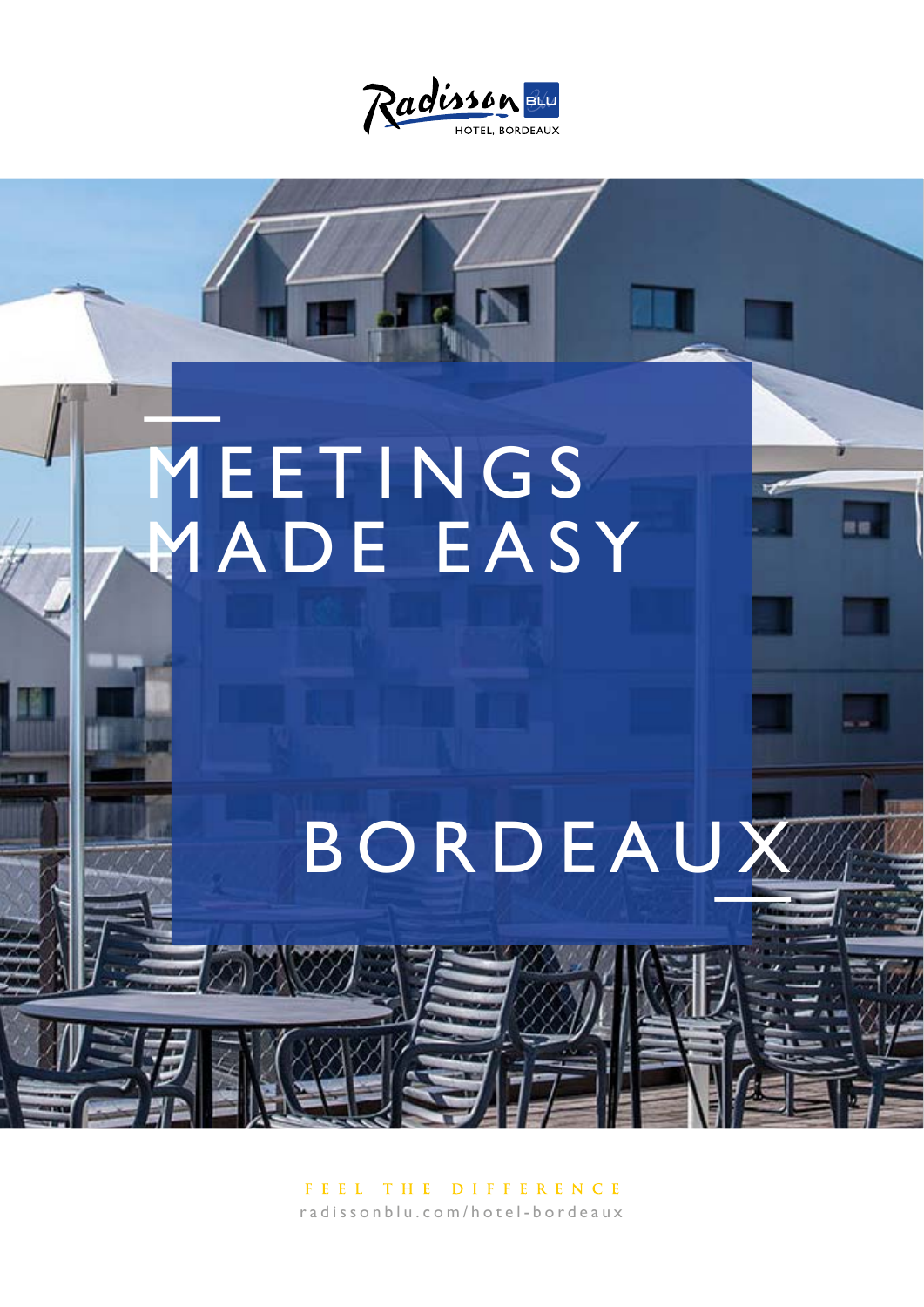Radisson BLU
HOTEL, BORDEAUX

# MEETINGS MADE EASY

# BORDEAUX

FEEL THE DIFFERENCE

radissonblu.com/hotel-bordeaux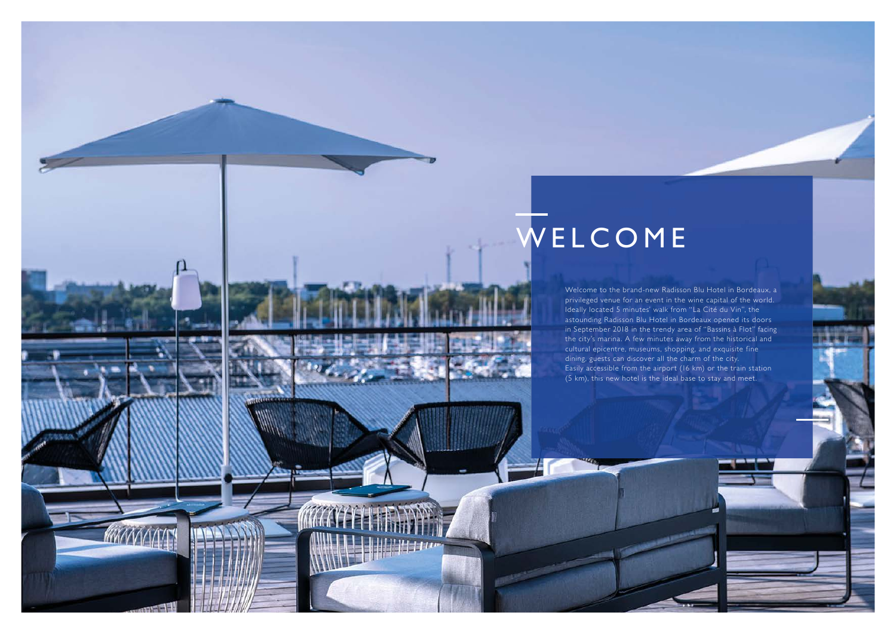# WELCOME

Welcome to the brand-new Radisson Blu Hotel in Bordeaux, a privileged venue for an event in the wine capital of the world. Ideally located 5 minutes' walk from "La Cité du Vin", the astounding Radisson Blu Hotel in Bordeaux opened its doors in September 2018 in the trendy area of "Bassins à Flot" facing the city's marina. A few minutes away from the historical and cultural epicentre, museums, shopping, and exquisite fine dining, guests can discover all the charm of the city.
Easily accessible from the airport (16 km) or the train station (5 km), this new hotel is the ideal base to stay and meet.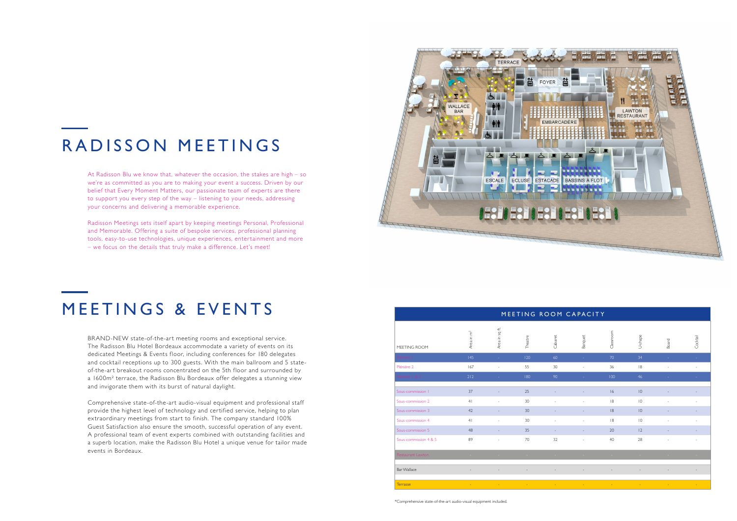# RADISSON MEETINGS

At Radisson Blu we know that, whatever the occasion, the stakes are high – so we're as committed as you are to making your event a success. Driven by our belief that Every Moment Matters, our passionate team of experts are there to support you every step of the way – listening to your needs, addressing your concerns and delivering a memorable experience.

Radisson Meetings sets itself apart by keeping meetings Personal, Professional and Memorable. Offering a suite of bespoke services, professional planning tools, easy-to-use technologies, unique experiences, entertainment and more – we focus on the details that truly make a difference. Let's meet!

# MEETINGS & EVENTS

BRAND-NEW state-of-the-art meeting rooms and exceptional service. The Radisson Blu Hotel Bordeaux accommodate a variety of events on its dedicated Meetings & Events floor, including conferences for 180 delegates and cocktail receptions up to 300 guests. With the main ballroom and 5 state-of-the-art breakout rooms concentrated on the 5th floor and surrounded by a 1600m² terrace, the Radisson Blu Bordeaux offer delegates a stunning view and invigorate them with its burst of natural daylight.

Comprehensive state-of-the-art audio-visual equipment and professional staff provide the highest level of technology and certified service, helping to plan extraordinary meetings from start to finish. The company standard 100% Guest Satisfaction also ensure the smooth, successful operation of any event. A professional team of event experts combined with outstanding facilities and a superb location, make the Radisson Blu Hotel a unique venue for tailor made events in Bordeaux.

## MEETING ROOM CAPACITY

| MEETING ROOM | Area in m² | Area in sq ft. | Theatre | Cabaret | Banquet | Classroom | U-shape | Board | Cocktail |
|---|---|---|---|---|---|---|---|---|---|
| Plénière 1 | 145 | - | 120 | 60 | - | 70 | 34 | - | - |
| Plénière 2 | 167 | - | 55 | 30 | - | 36 | 18 | - | - |
| Plénière 1 + 2 | 212 | - | 180 | 90 | - | 100 | 46 | - | - |
| Sous-commission 1 | 37 | - | 25 | - | - | 16 | 10 | - | - |
| Sous-commission 2 | 41 | - | 30 | - | - | 18 | 10 | - | - |
| Sous-commission 3 | 42 | - | 30 | - | - | 18 | 10 | - | - |
| Sous-commission 4 | 41 | - | 30 | - | - | 18 | 10 | - | - |
| Sous-commission 5 | 48 | - | 35 | - | - | 20 | 12 | - | - |
| Sous-commission 4 & 5 | 89 | - | 70 | 32 | - | 40 | 28 | - | - |
| Restaurant Lawton | - | - | - | - | - | - | - | - | - |
| Bar Wallace | - | - | - | - | - | - | - | - | - |
| Terrasse | - | - | - | - | - | - | - | - | - |

*Comprehensive state-of-the-art audio-visual equipment included.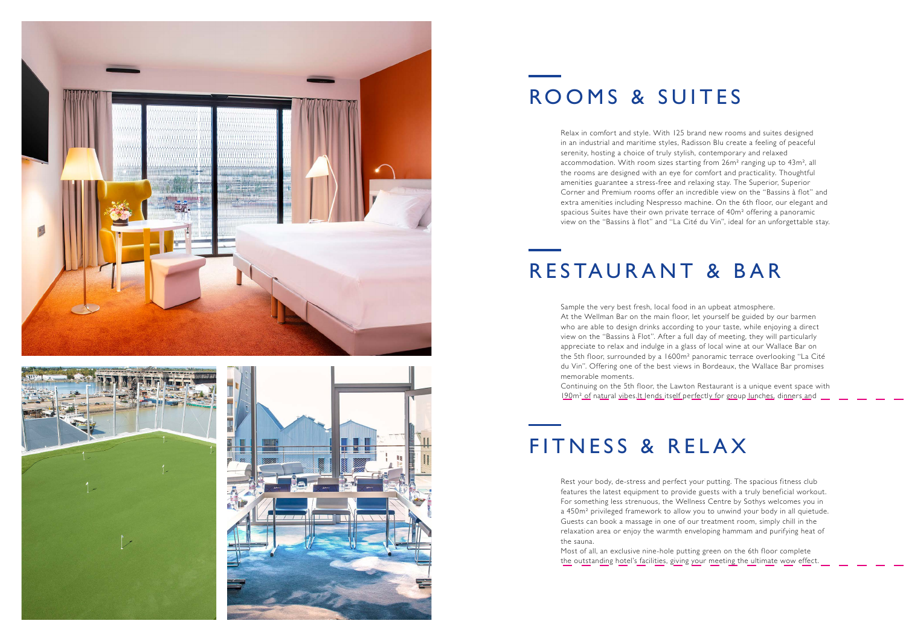## ROOMS & SUITES

Relax in comfort and style. With 125 brand new rooms and suites designed in an industrial and maritime styles, Radisson Blu create a feeling of peaceful serenity, hosting a choice of truly stylish, contemporary and relaxed accommodation. With room sizes starting from 26m² ranging up to 43m², all the rooms are designed with an eye for comfort and practicality. Thoughtful amenities guarantee a stress-free and relaxing stay. The Superior, Superior Corner and Premium rooms offer an incredible view on the "Bassins à flot" and extra amenities including Nespresso machine. On the 6th floor, our elegant and spacious Suites have their own private terrace of 40m² offering a panoramic view on the "Bassins à flot" and "La Cité du Vin", ideal for an unforgettable stay.

## RESTAURANT & BAR

Sample the very best fresh, local food in an upbeat atmosphere.
At the Wellman Bar on the main floor, let yourself be guided by our barmen who are able to design drinks according to your taste, while enjoying a direct view on the "Bassins à Flot". After a full day of meeting, they will particularly appreciate to relax and indulge in a glass of local wine at our Wallace Bar on the 5th floor, surrounded by a 1600m² panoramic terrace overlooking "La Cité du Vin". Offering one of the best views in Bordeaux, the Wallace Bar promises memorable moments.
Continuing on the 5th floor, the Lawton Restaurant is a unique event space with 190m² of natural vibes.It lends itself perfectly for group lunches, dinners and

## FITNESS & RELAX

Rest your body, de-stress and perfect your putting. The spacious fitness club features the latest equipment to provide guests with a truly beneficial workout. For something less strenuous, the Wellness Centre by Sothys welcomes you in a 450m² privileged framework to allow you to unwind your body in all quietude. Guests can book a massage in one of our treatment room, simply chill in the relaxation area or enjoy the warmth enveloping hammam and purifying heat of the sauna.
Most of all, an exclusive nine-hole putting green on the 6th floor complete the outstanding hotel's facilities, giving your meeting the ultimate wow effect.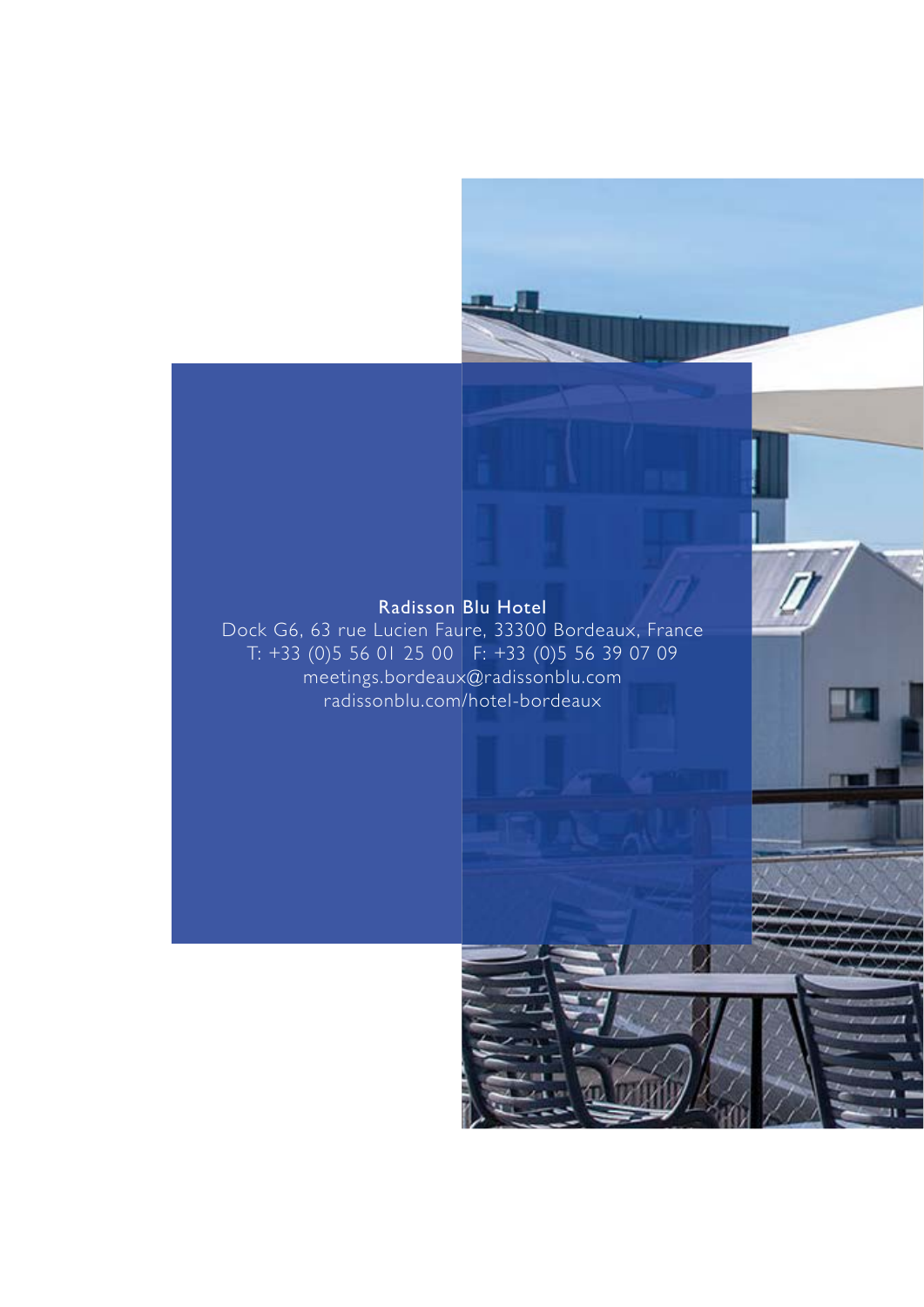**Radisson Blu Hotel**

Dock G6, 63 rue Lucien Faure, 33300 Bordeaux, France

T: +33 (0)5 56 01 25 00 F: +33 (0)5 56 39 07 09

meetings.bordeaux@radissonblu.com

radissonblu.com/hotel-bordeaux